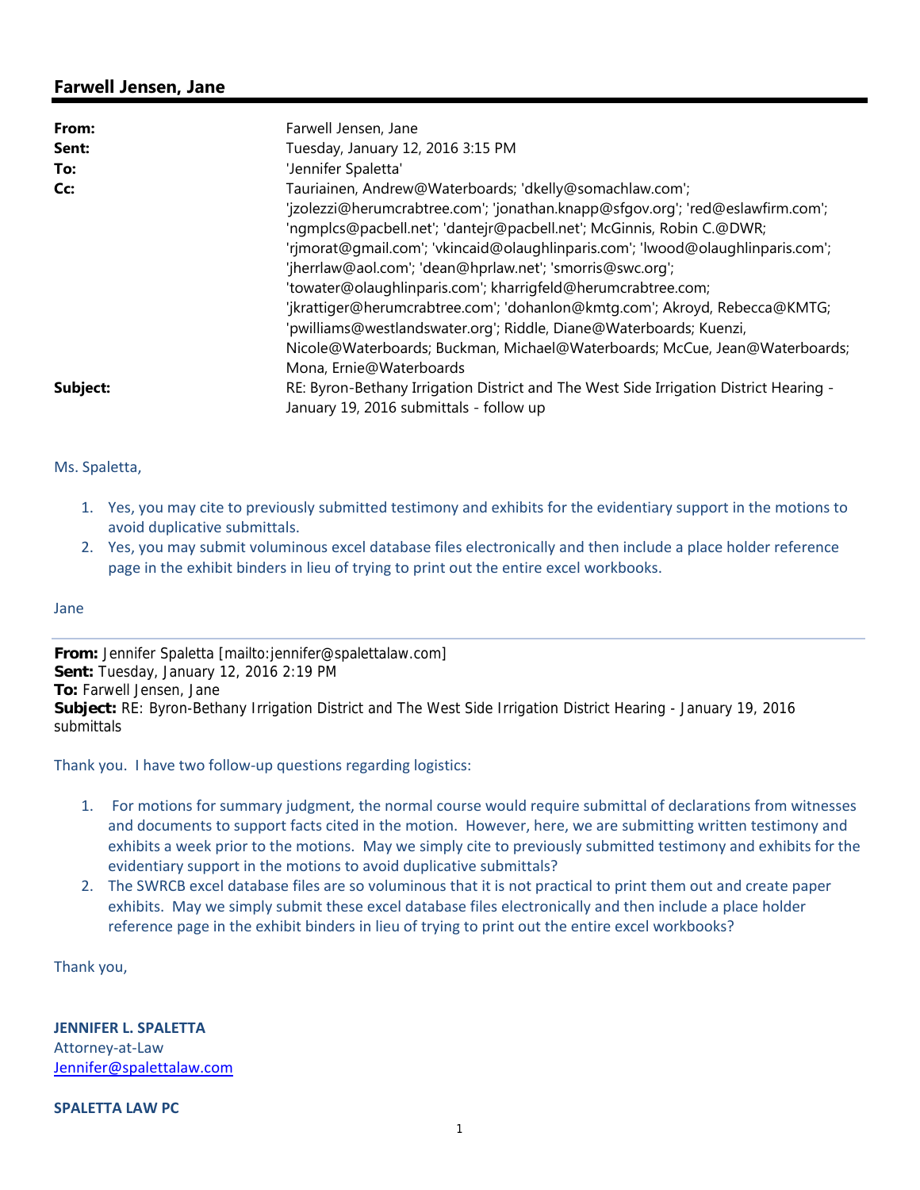## Farwell Jensen, Jane

**From:** Farwell Jensen, Jane
**Sent:** Tuesday, January 12, 2016 3:15 PM
**To:** 'Jennifer Spaletta'
**Cc:** Tauriainen, Andrew@Waterboards; 'dkelly@somachlaw.com'; 'jzolezzi@herumcrabtree.com'; 'jonathan.knapp@sfgov.org'; 'red@eslawfirm.com'; 'ngmplcs@pacbell.net'; 'dantejr@pacbell.net'; McGinnis, Robin C.@DWR; 'rjmorat@gmail.com'; 'vkincaid@olaughlinparis.com'; 'lwood@olaughlinparis.com'; 'jherrlaw@aol.com'; 'dean@hprlaw.net'; 'smorris@swc.org'; 'towater@olaughlinparis.com'; kharrigfeld@herumcrabtree.com; 'jkrattiger@herumcrabtree.com'; 'dohanlon@kmtg.com'; Akroyd, Rebecca@KMTG; 'pwilliams@westlandswater.org'; Riddle, Diane@Waterboards; Kuenzi, Nicole@Waterboards; Buckman, Michael@Waterboards; McCue, Jean@Waterboards; Mona, Ernie@Waterboards
**Subject:** RE: Byron-Bethany Irrigation District and The West Side Irrigation District Hearing - January 19, 2016 submittals - follow up

Ms. Spaletta,

1. Yes, you may cite to previously submitted testimony and exhibits for the evidentiary support in the motions to avoid duplicative submittals.
2. Yes, you may submit voluminous excel database files electronically and then include a place holder reference page in the exhibit binders in lieu of trying to print out the entire excel workbooks.

Jane

---

**From:** Jennifer Spaletta [mailto:jennifer@spalettalaw.com]
**Sent:** Tuesday, January 12, 2016 2:19 PM
**To:** Farwell Jensen, Jane
**Subject:** RE: Byron-Bethany Irrigation District and The West Side Irrigation District Hearing - January 19, 2016 submittals

Thank you. I have two follow-up questions regarding logistics:

1. For motions for summary judgment, the normal course would require submittal of declarations from witnesses and documents to support facts cited in the motion. However, here, we are submitting written testimony and exhibits a week prior to the motions. May we simply cite to previously submitted testimony and exhibits for the evidentiary support in the motions to avoid duplicative submittals?
2. The SWRCB excel database files are so voluminous that it is not practical to print them out and create paper exhibits. May we simply submit these excel database files electronically and then include a place holder reference page in the exhibit binders in lieu of trying to print out the entire excel workbooks?

Thank you,

**JENNIFER L. SPALETTA**
Attorney-at-Law
Jennifer@spalettalaw.com

**SPALETTA LAW PC**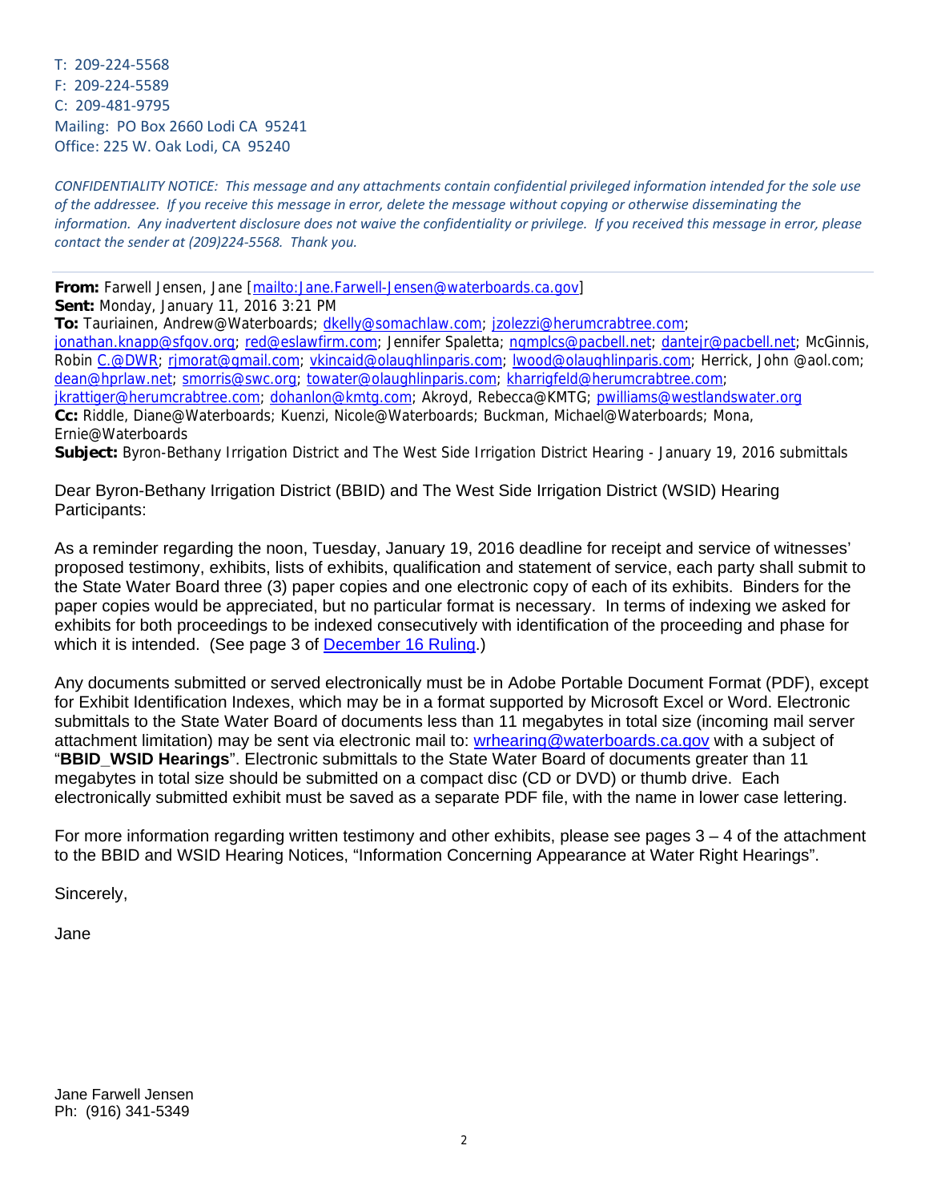T: 209-224-5568
F: 209-224-5589
C: 209-481-9795
Mailing: PO Box 2660 Lodi CA 95241
Office: 225 W. Oak Lodi, CA 95240

*CONFIDENTIALITY NOTICE: This message and any attachments contain confidential privileged information intended for the sole use of the addressee. If you receive this message in error, delete the message without copying or otherwise disseminating the information. Any inadvertent disclosure does not waive the confidentiality or privilege. If you received this message in error, please contact the sender at (209)224-5568. Thank you.*

---

**From:** Farwell Jensen, Jane [mailto:Jane.Farwell-Jensen@waterboards.ca.gov]
**Sent:** Monday, January 11, 2016 3:21 PM
**To:** Tauriainen, Andrew@Waterboards; dkelly@somachlaw.com; jzolezzi@herumcrabtree.com; jonathan.knapp@sfgov.org; red@eslawfirm.com; Jennifer Spaletta; ngmplcs@pacbell.net; dantejr@pacbell.net; McGinnis, Robin C.@DWR; rjmorat@gmail.com; vkincaid@olaughlinparis.com; lwood@olaughlinparis.com; Herrick, John @aol.com; dean@hprlaw.net; smorris@swc.org; towater@olaughlinparis.com; kharrigfeld@herumcrabtree.com; jkrattiger@herumcrabtree.com; dohanlon@kmtg.com; Akroyd, Rebecca@KMTG; pwilliams@westlandswater.org
**Cc:** Riddle, Diane@Waterboards; Kuenzi, Nicole@Waterboards; Buckman, Michael@Waterboards; Mona, Ernie@Waterboards
**Subject:** Byron-Bethany Irrigation District and The West Side Irrigation District Hearing - January 19, 2016 submittals

Dear Byron-Bethany Irrigation District (BBID) and The West Side Irrigation District (WSID) Hearing Participants:

As a reminder regarding the noon, Tuesday, January 19, 2016 deadline for receipt and service of witnesses' proposed testimony, exhibits, lists of exhibits, qualification and statement of service, each party shall submit to the State Water Board three (3) paper copies and one electronic copy of each of its exhibits. Binders for the paper copies would be appreciated, but no particular format is necessary. In terms of indexing we asked for exhibits for both proceedings to be indexed consecutively with identification of the proceeding and phase for which it is intended. (See page 3 of December 16 Ruling.)

Any documents submitted or served electronically must be in Adobe Portable Document Format (PDF), except for Exhibit Identification Indexes, which may be in a format supported by Microsoft Excel or Word. Electronic submittals to the State Water Board of documents less than 11 megabytes in total size (incoming mail server attachment limitation) may be sent via electronic mail to: wrhearing@waterboards.ca.gov with a subject of "**BBID_WSID Hearings**". Electronic submittals to the State Water Board of documents greater than 11 megabytes in total size should be submitted on a compact disc (CD or DVD) or thumb drive. Each electronically submitted exhibit must be saved as a separate PDF file, with the name in lower case lettering.

For more information regarding written testimony and other exhibits, please see pages 3 – 4 of the attachment to the BBID and WSID Hearing Notices, "Information Concerning Appearance at Water Right Hearings".

Sincerely,

Jane

Jane Farwell Jensen
Ph: (916) 341-5349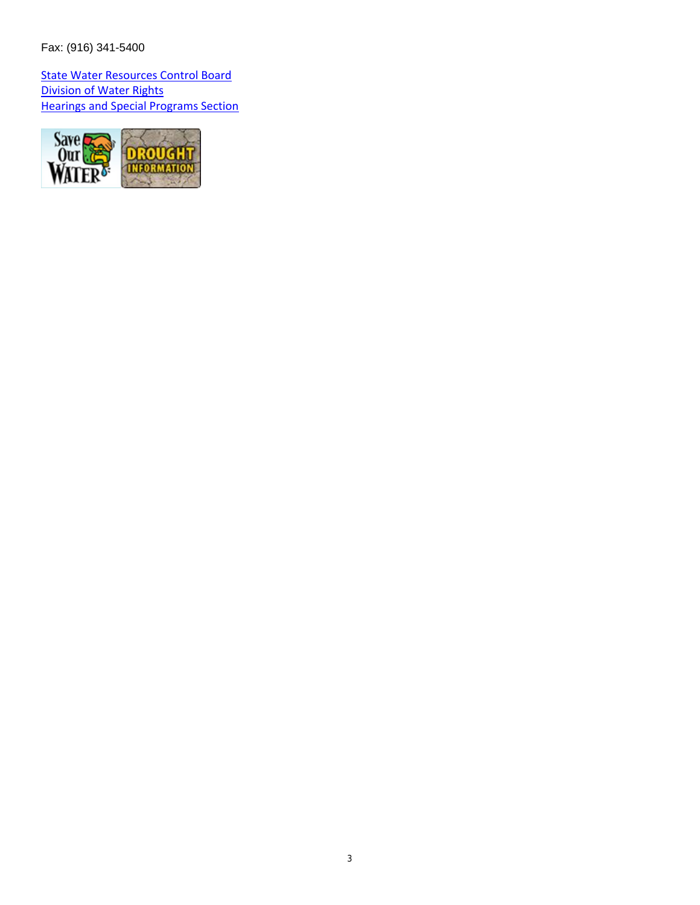Fax: (916) 341-5400

State Water Resources Control Board
Division of Water Rights
Hearings and Special Programs Section